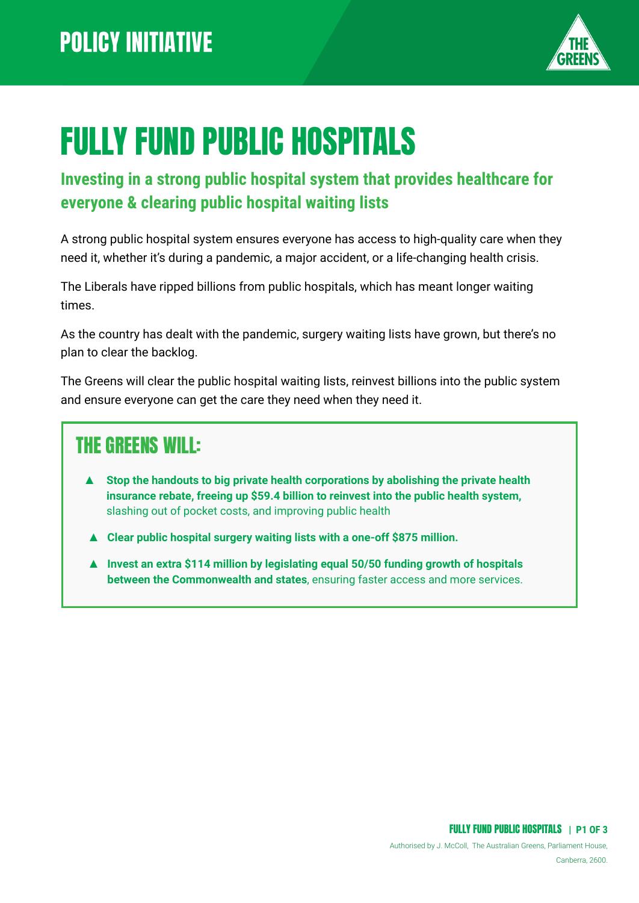POLICY INITIATIVE

# FULLY FUND PUBLIC HOSPITALS

## Investing in a strong public hospital system that provides healthcare for everyone & clearing public hospital waiting lists

A strong public hospital system ensures everyone has access to high-quality care when they need it, whether it's during a pandemic, a major accident, or a life-changing health crisis.

The Liberals have ripped billions from public hospitals, which has meant longer waiting times.

As the country has dealt with the pandemic, surgery waiting lists have grown, but there's no plan to clear the backlog.

The Greens will clear the public hospital waiting lists, reinvest billions into the public system and ensure everyone can get the care they need when they need it.

### THE GREENS WILL:

- **Stop the handouts to big private health corporations by abolishing the private health insurance rebate, freeing up $59.4 billion to reinvest into the public health system,** slashing out of pocket costs, and improving public health
- **Clear public hospital surgery waiting lists with a one-off $875 million.**
- **Invest an extra $114 million by legislating equal 50/50 funding growth of hospitals between the Commonwealth and states**, ensuring faster access and more services.

Authorised by J. McColl, The Australian Greens, Parliament House, Canberra, 2600.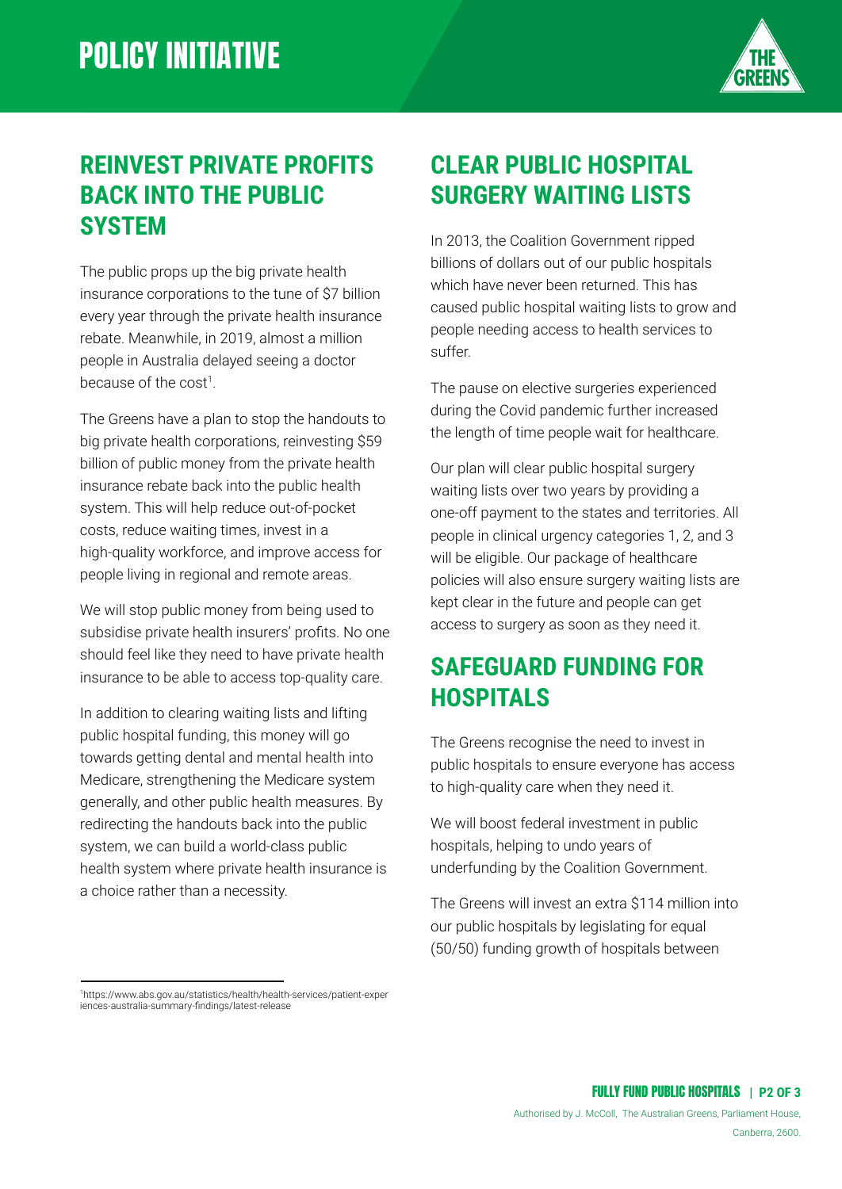# POLICY INITIATIVE

## REINVEST PRIVATE PROFITS BACK INTO THE PUBLIC SYSTEM

The public props up the big private health insurance corporations to the tune of $7 billion every year through the private health insurance rebate. Meanwhile, in 2019, almost a million people in Australia delayed seeing a doctor because of the cost[1].

The Greens have a plan to stop the handouts to big private health corporations, reinvesting $59 billion of public money from the private health insurance rebate back into the public health system. This will help reduce out-of-pocket costs, reduce waiting times, invest in a high-quality workforce, and improve access for people living in regional and remote areas.

We will stop public money from being used to subsidise private health insurers' profits. No one should feel like they need to have private health insurance to be able to access top-quality care.

In addition to clearing waiting lists and lifting public hospital funding, this money will go towards getting dental and mental health into Medicare, strengthening the Medicare system generally, and other public health measures. By redirecting the handouts back into the public system, we can build a world-class public health system where private health insurance is a choice rather than a necessity.

## CLEAR PUBLIC HOSPITAL SURGERY WAITING LISTS

In 2013, the Coalition Government ripped billions of dollars out of our public hospitals which have never been returned. This has caused public hospital waiting lists to grow and people needing access to health services to suffer.

The pause on elective surgeries experienced during the Covid pandemic further increased the length of time people wait for healthcare.

Our plan will clear public hospital surgery waiting lists over two years by providing a one-off payment to the states and territories. All people in clinical urgency categories 1, 2, and 3 will be eligible. Our package of healthcare policies will also ensure surgery waiting lists are kept clear in the future and people can get access to surgery as soon as they need it.

## SAFEGUARD FUNDING FOR HOSPITALS

The Greens recognise the need to invest in public hospitals to ensure everyone has access to high-quality care when they need it.

We will boost federal investment in public hospitals, helping to undo years of underfunding by the Coalition Government.

The Greens will invest an extra $114 million into our public hospitals by legislating for equal (50/50) funding growth of hospitals between

---

[1] https://www.abs.gov.au/statistics/health/health-services/patient-experiences-australia-summary-findings/latest-release

Authorised by J. McColl, The Australian Greens, Parliament House, Canberra, 2600.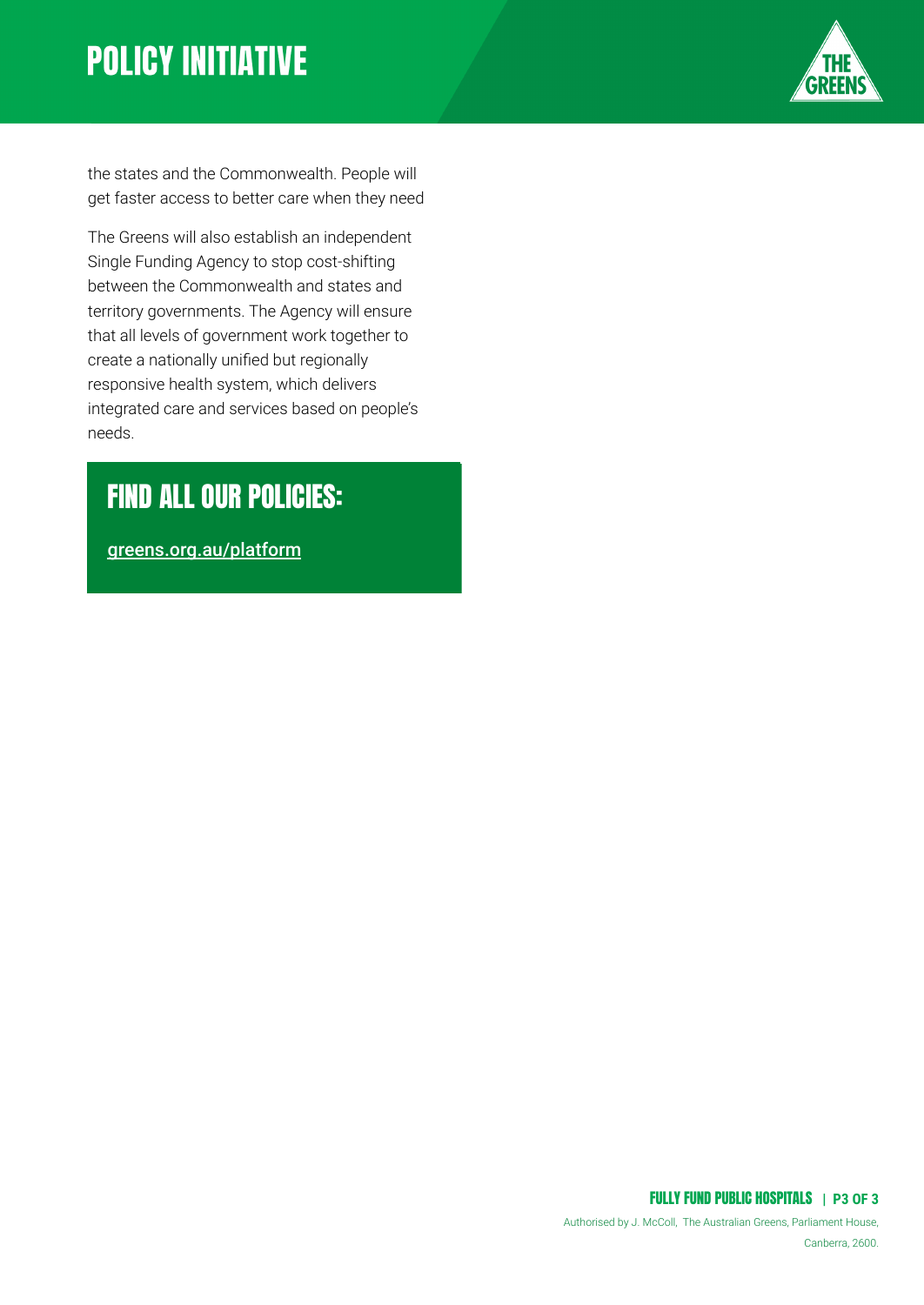the states and the Commonwealth. People will get faster access to better care when they need

The Greens will also establish an independent Single Funding Agency to stop cost-shifting between the Commonwealth and states and territory governments. The Agency will ensure that all levels of government work together to create a nationally unified but regionally responsive health system, which delivers integrated care and services based on people's needs.

## FIND ALL OUR POLICIES:

greens.org.au/platform

Authorised by J. McColl, The Australian Greens, Parliament House, Canberra, 2600.